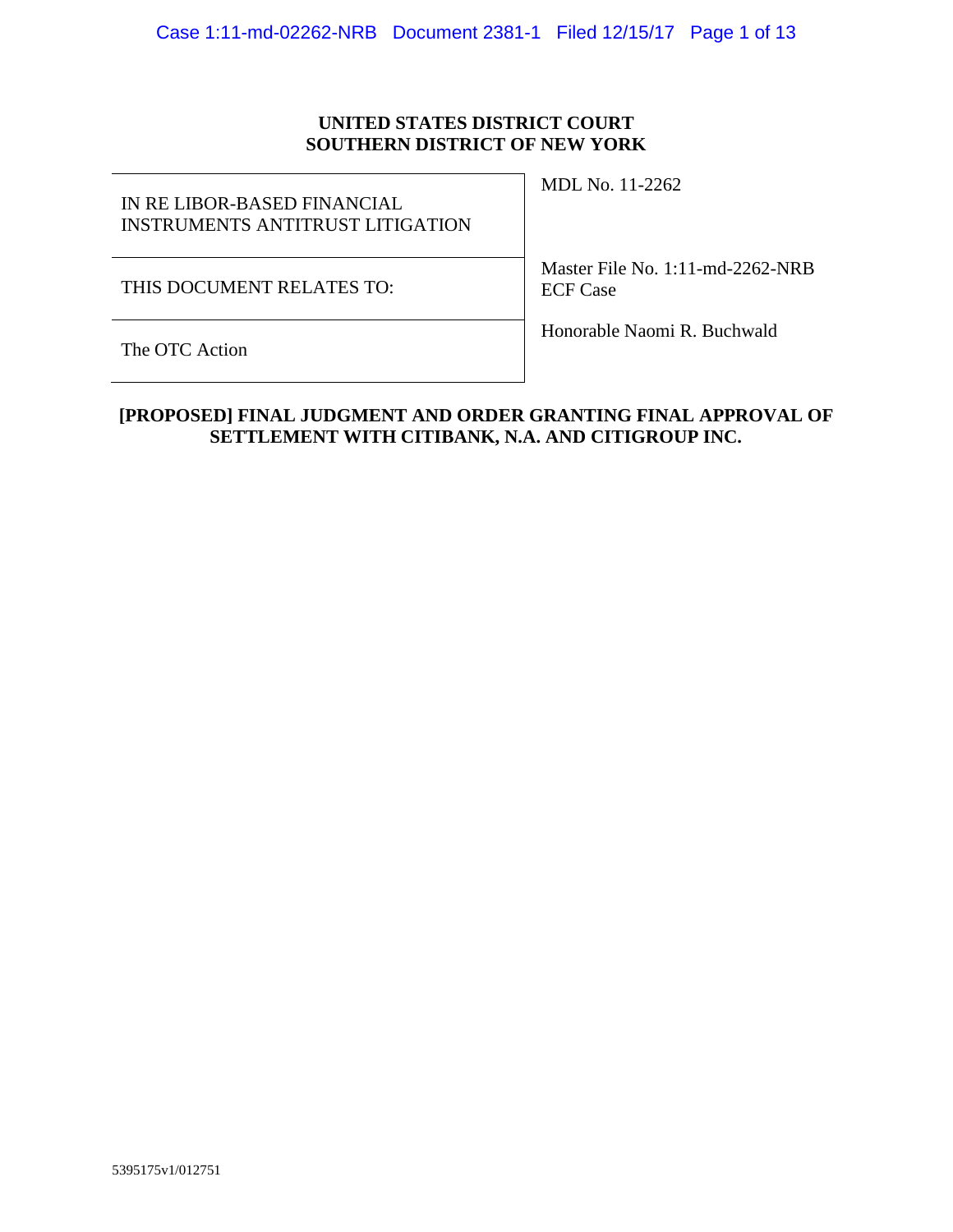**UNITED STATES DISTRICT COURT**
**SOUTHERN DISTRICT OF NEW YORK**

| | |
|---|---|
| IN RE LIBOR-BASED FINANCIAL INSTRUMENTS ANTITRUST LITIGATION | MDL No. 11-2262 |
| THIS DOCUMENT RELATES TO: | Master File No. 1:11-md-2262-NRB ECF Case |
| The OTC Action | Honorable Naomi R. Buchwald |

**[PROPOSED] FINAL JUDGMENT AND ORDER GRANTING FINAL APPROVAL OF SETTLEMENT WITH CITIBANK, N.A. AND CITIGROUP INC.**

5395175v1/012751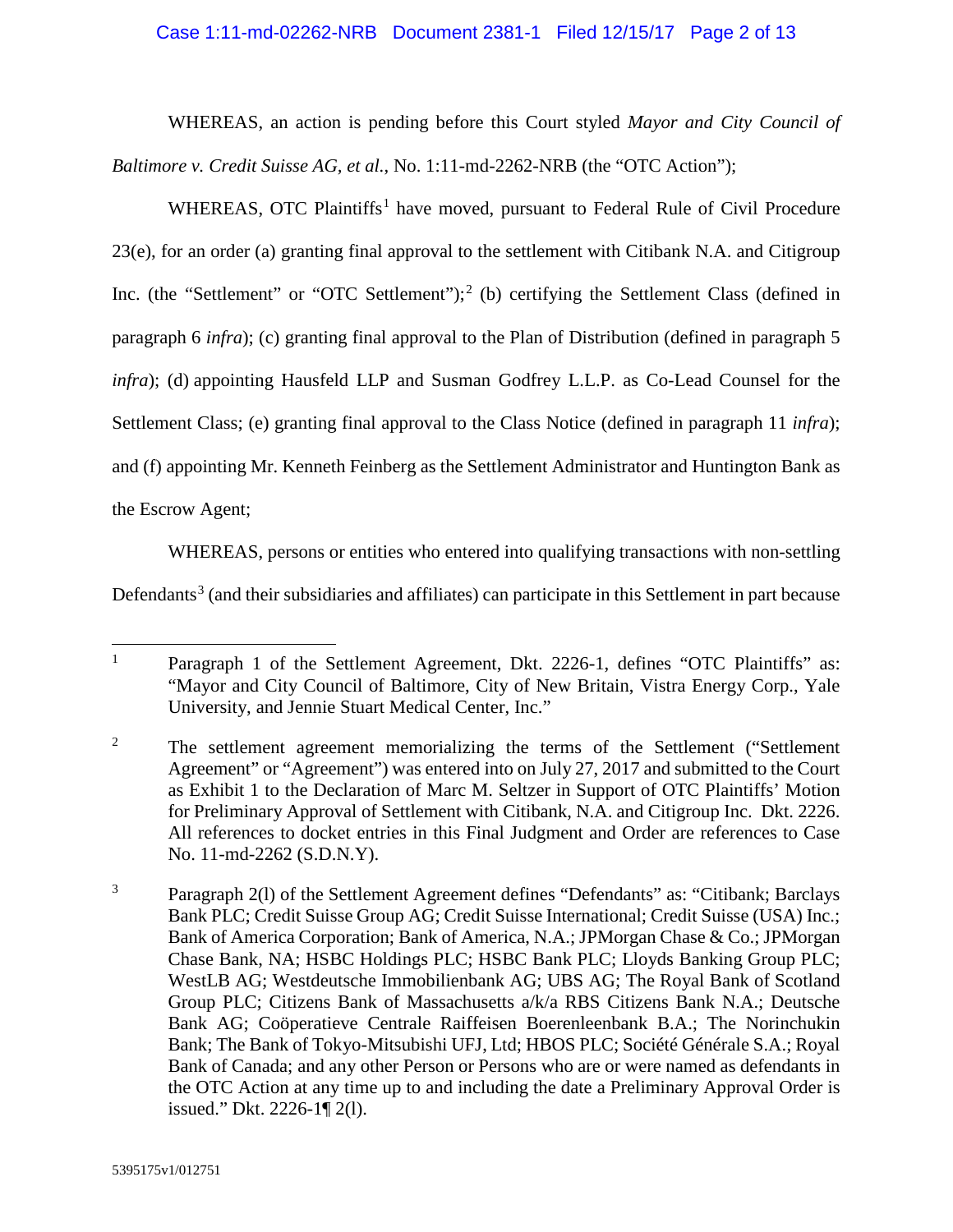WHEREAS, an action is pending before this Court styled *Mayor and City Council of Baltimore v. Credit Suisse AG, et al.*, No. 1:11-md-2262-NRB (the "OTC Action");

WHEREAS, OTC Plaintiffs[1] have moved, pursuant to Federal Rule of Civil Procedure 23(e), for an order (a) granting final approval to the settlement with Citibank N.A. and Citigroup Inc. (the "Settlement" or "OTC Settlement");[2] (b) certifying the Settlement Class (defined in paragraph 6 *infra*); (c) granting final approval to the Plan of Distribution (defined in paragraph 5 *infra*); (d) appointing Hausfeld LLP and Susman Godfrey L.L.P. as Co-Lead Counsel for the Settlement Class; (e) granting final approval to the Class Notice (defined in paragraph 11 *infra*); and (f) appointing Mr. Kenneth Feinberg as the Settlement Administrator and Huntington Bank as the Escrow Agent;

WHEREAS, persons or entities who entered into qualifying transactions with non-settling Defendants[3] (and their subsidiaries and affiliates) can participate in this Settlement in part because

---

[1] Paragraph 1 of the Settlement Agreement, Dkt. 2226-1, defines "OTC Plaintiffs" as: "Mayor and City Council of Baltimore, City of New Britain, Vistra Energy Corp., Yale University, and Jennie Stuart Medical Center, Inc."

[2] The settlement agreement memorializing the terms of the Settlement ("Settlement Agreement" or "Agreement") was entered into on July 27, 2017 and submitted to the Court as Exhibit 1 to the Declaration of Marc M. Seltzer in Support of OTC Plaintiffs' Motion for Preliminary Approval of Settlement with Citibank, N.A. and Citigroup Inc. Dkt. 2226. All references to docket entries in this Final Judgment and Order are references to Case No. 11-md-2262 (S.D.N.Y).

[3] Paragraph 2(l) of the Settlement Agreement defines "Defendants" as: "Citibank; Barclays Bank PLC; Credit Suisse Group AG; Credit Suisse International; Credit Suisse (USA) Inc.; Bank of America Corporation; Bank of America, N.A.; JPMorgan Chase & Co.; JPMorgan Chase Bank, NA; HSBC Holdings PLC; HSBC Bank PLC; Lloyds Banking Group PLC; WestLB AG; Westdeutsche Immobilienbank AG; UBS AG; The Royal Bank of Scotland Group PLC; Citizens Bank of Massachusetts a/k/a RBS Citizens Bank N.A.; Deutsche Bank AG; Coöperatieve Centrale Raiffeisen Boerenleenbank B.A.; The Norinchukin Bank; The Bank of Tokyo-Mitsubishi UFJ, Ltd; HBOS PLC; Société Générale S.A.; Royal Bank of Canada; and any other Person or Persons who are or were named as defendants in the OTC Action at any time up to and including the date a Preliminary Approval Order is issued." Dkt. 2226-1¶ 2(l).

5395175v1/012751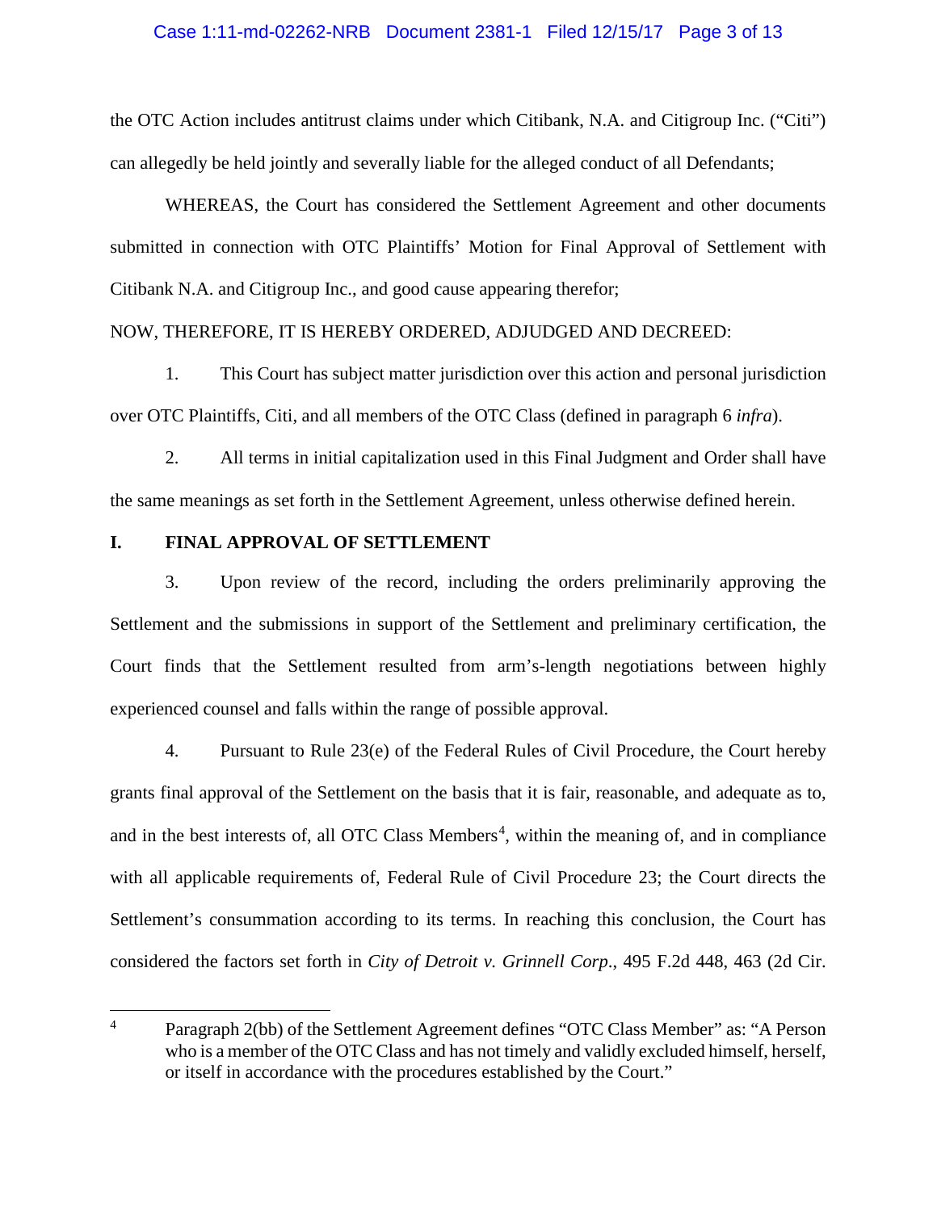the OTC Action includes antitrust claims under which Citibank, N.A. and Citigroup Inc. ("Citi") can allegedly be held jointly and severally liable for the alleged conduct of all Defendants;

WHEREAS, the Court has considered the Settlement Agreement and other documents submitted in connection with OTC Plaintiffs' Motion for Final Approval of Settlement with Citibank N.A. and Citigroup Inc., and good cause appearing therefor;

NOW, THEREFORE, IT IS HEREBY ORDERED, ADJUDGED AND DECREED:

1. This Court has subject matter jurisdiction over this action and personal jurisdiction over OTC Plaintiffs, Citi, and all members of the OTC Class (defined in paragraph 6 *infra*).

2. All terms in initial capitalization used in this Final Judgment and Order shall have the same meanings as set forth in the Settlement Agreement, unless otherwise defined herein.

## I. FINAL APPROVAL OF SETTLEMENT

3. Upon review of the record, including the orders preliminarily approving the Settlement and the submissions in support of the Settlement and preliminary certification, the Court finds that the Settlement resulted from arm's-length negotiations between highly experienced counsel and falls within the range of possible approval.

4. Pursuant to Rule 23(e) of the Federal Rules of Civil Procedure, the Court hereby grants final approval of the Settlement on the basis that it is fair, reasonable, and adequate as to, and in the best interests of, all OTC Class Members[4], within the meaning of, and in compliance with all applicable requirements of, Federal Rule of Civil Procedure 23; the Court directs the Settlement's consummation according to its terms. In reaching this conclusion, the Court has considered the factors set forth in *City of Detroit v. Grinnell Corp*., 495 F.2d 448, 463 (2d Cir.

---

[4] Paragraph 2(bb) of the Settlement Agreement defines "OTC Class Member" as: "A Person who is a member of the OTC Class and has not timely and validly excluded himself, herself, or itself in accordance with the procedures established by the Court."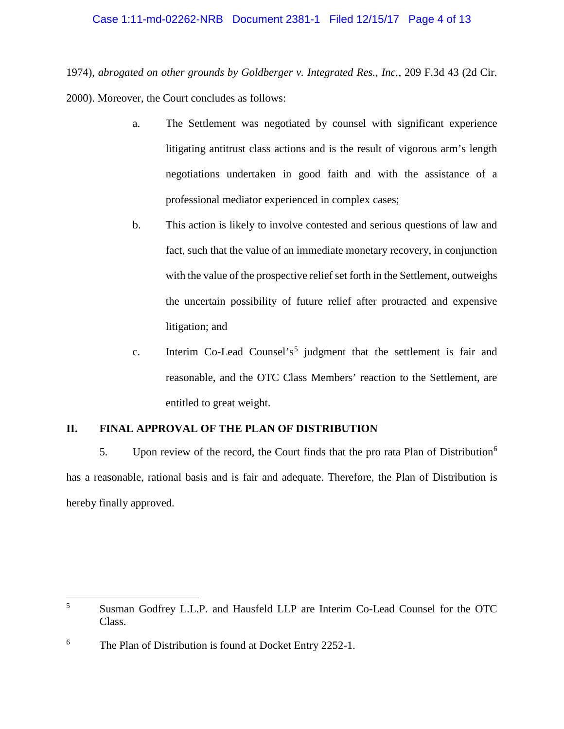1974), *abrogated on other grounds by Goldberger v. Integrated Res., Inc.*, 209 F.3d 43 (2d Cir. 2000). Moreover, the Court concludes as follows:

a. The Settlement was negotiated by counsel with significant experience litigating antitrust class actions and is the result of vigorous arm's length negotiations undertaken in good faith and with the assistance of a professional mediator experienced in complex cases;

b. This action is likely to involve contested and serious questions of law and fact, such that the value of an immediate monetary recovery, in conjunction with the value of the prospective relief set forth in the Settlement, outweighs the uncertain possibility of future relief after protracted and expensive litigation; and

c. Interim Co-Lead Counsel's[5] judgment that the settlement is fair and reasonable, and the OTC Class Members' reaction to the Settlement, are entitled to great weight.

## II. FINAL APPROVAL OF THE PLAN OF DISTRIBUTION

5. Upon review of the record, the Court finds that the pro rata Plan of Distribution[6] has a reasonable, rational basis and is fair and adequate. Therefore, the Plan of Distribution is hereby finally approved.

---

[5] Susman Godfrey L.L.P. and Hausfeld LLP are Interim Co-Lead Counsel for the OTC Class.

[6] The Plan of Distribution is found at Docket Entry 2252-1.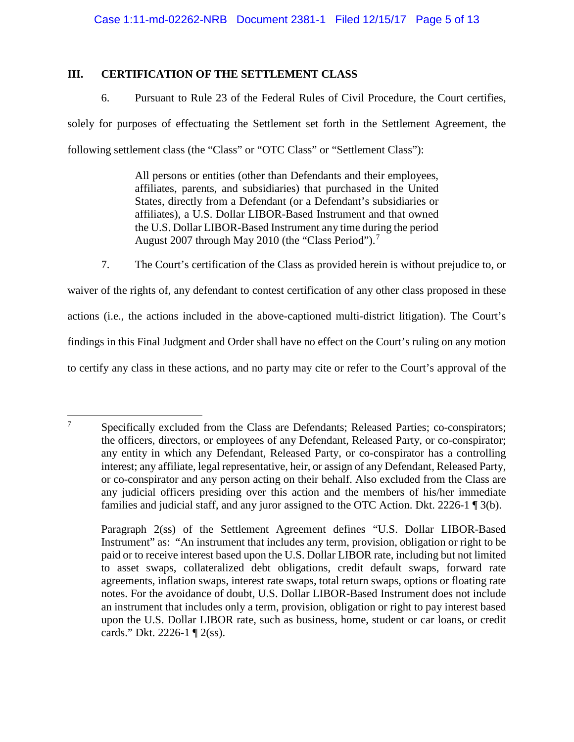## III. CERTIFICATION OF THE SETTLEMENT CLASS

6. Pursuant to Rule 23 of the Federal Rules of Civil Procedure, the Court certifies, solely for purposes of effectuating the Settlement set forth in the Settlement Agreement, the following settlement class (the "Class" or "OTC Class" or "Settlement Class"):

> All persons or entities (other than Defendants and their employees, affiliates, parents, and subsidiaries) that purchased in the United States, directly from a Defendant (or a Defendant's subsidiaries or affiliates), a U.S. Dollar LIBOR-Based Instrument and that owned the U.S. Dollar LIBOR-Based Instrument any time during the period August 2007 through May 2010 (the "Class Period").[7]

7. The Court's certification of the Class as provided herein is without prejudice to, or waiver of the rights of, any defendant to contest certification of any other class proposed in these actions (i.e., the actions included in the above-captioned multi-district litigation). The Court's findings in this Final Judgment and Order shall have no effect on the Court's ruling on any motion to certify any class in these actions, and no party may cite or refer to the Court's approval of the

---

[7] Specifically excluded from the Class are Defendants; Released Parties; co-conspirators; the officers, directors, or employees of any Defendant, Released Party, or co-conspirator; any entity in which any Defendant, Released Party, or co-conspirator has a controlling interest; any affiliate, legal representative, heir, or assign of any Defendant, Released Party, or co-conspirator and any person acting on their behalf. Also excluded from the Class are any judicial officers presiding over this action and the members of his/her immediate families and judicial staff, and any juror assigned to the OTC Action. Dkt. 2226-1 ¶ 3(b).

Paragraph 2(ss) of the Settlement Agreement defines "U.S. Dollar LIBOR-Based Instrument" as: "An instrument that includes any term, provision, obligation or right to be paid or to receive interest based upon the U.S. Dollar LIBOR rate, including but not limited to asset swaps, collateralized debt obligations, credit default swaps, forward rate agreements, inflation swaps, interest rate swaps, total return swaps, options or floating rate notes. For the avoidance of doubt, U.S. Dollar LIBOR-Based Instrument does not include an instrument that includes only a term, provision, obligation or right to pay interest based upon the U.S. Dollar LIBOR rate, such as business, home, student or car loans, or credit cards." Dkt. 2226-1 ¶ 2(ss).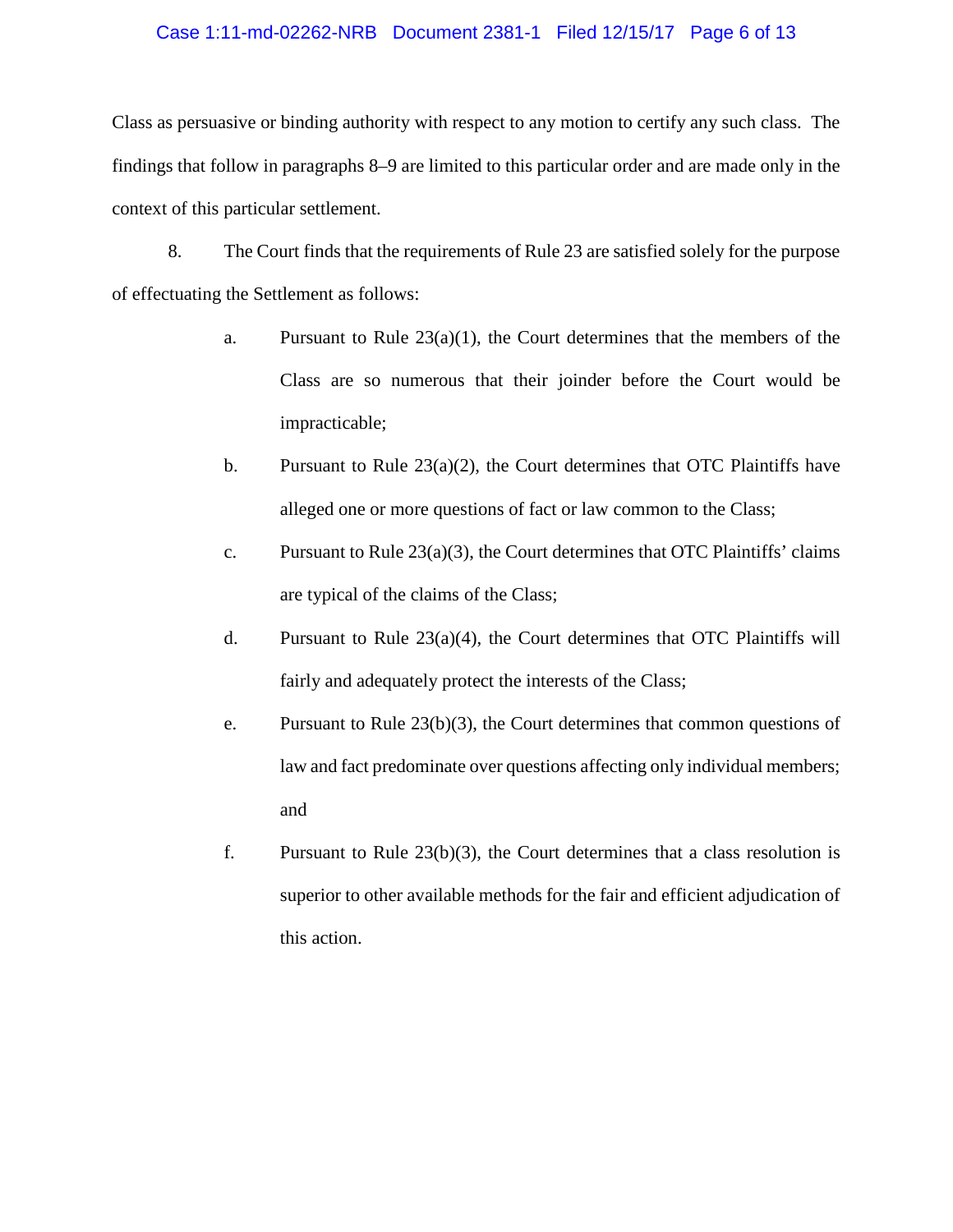Class as persuasive or binding authority with respect to any motion to certify any such class. The findings that follow in paragraphs 8–9 are limited to this particular order and are made only in the context of this particular settlement.

8. The Court finds that the requirements of Rule 23 are satisfied solely for the purpose of effectuating the Settlement as follows:

a. Pursuant to Rule 23(a)(1), the Court determines that the members of the Class are so numerous that their joinder before the Court would be impracticable;

b. Pursuant to Rule 23(a)(2), the Court determines that OTC Plaintiffs have alleged one or more questions of fact or law common to the Class;

c. Pursuant to Rule 23(a)(3), the Court determines that OTC Plaintiffs' claims are typical of the claims of the Class;

d. Pursuant to Rule 23(a)(4), the Court determines that OTC Plaintiffs will fairly and adequately protect the interests of the Class;

e. Pursuant to Rule 23(b)(3), the Court determines that common questions of law and fact predominate over questions affecting only individual members; and

f. Pursuant to Rule 23(b)(3), the Court determines that a class resolution is superior to other available methods for the fair and efficient adjudication of this action.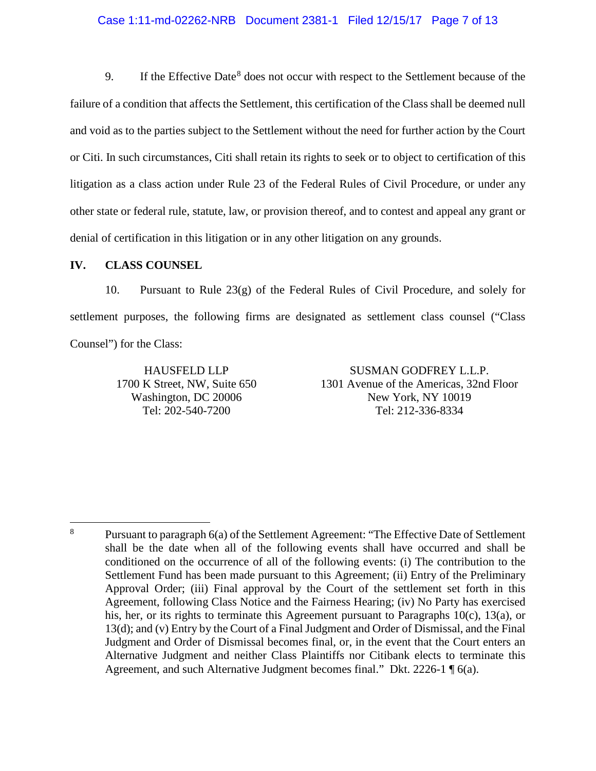9. If the Effective Date[8] does not occur with respect to the Settlement because of the failure of a condition that affects the Settlement, this certification of the Class shall be deemed null and void as to the parties subject to the Settlement without the need for further action by the Court or Citi. In such circumstances, Citi shall retain its rights to seek or to object to certification of this litigation as a class action under Rule 23 of the Federal Rules of Civil Procedure, or under any other state or federal rule, statute, law, or provision thereof, and to contest and appeal any grant or denial of certification in this litigation or in any other litigation on any grounds.

## IV. CLASS COUNSEL

10. Pursuant to Rule 23(g) of the Federal Rules of Civil Procedure, and solely for settlement purposes, the following firms are designated as settlement class counsel ("Class Counsel") for the Class:

HAUSFELD LLP
1700 K Street, NW, Suite 650
Washington, DC 20006
Tel: 202-540-7200

SUSMAN GODFREY L.L.P.
1301 Avenue of the Americas, 32nd Floor
New York, NY 10019
Tel: 212-336-8334

---

[8] Pursuant to paragraph 6(a) of the Settlement Agreement: "The Effective Date of Settlement shall be the date when all of the following events shall have occurred and shall be conditioned on the occurrence of all of the following events: (i) The contribution to the Settlement Fund has been made pursuant to this Agreement; (ii) Entry of the Preliminary Approval Order; (iii) Final approval by the Court of the settlement set forth in this Agreement, following Class Notice and the Fairness Hearing; (iv) No Party has exercised his, her, or its rights to terminate this Agreement pursuant to Paragraphs 10(c), 13(a), or 13(d); and (v) Entry by the Court of a Final Judgment and Order of Dismissal, and the Final Judgment and Order of Dismissal becomes final, or, in the event that the Court enters an Alternative Judgment and neither Class Plaintiffs nor Citibank elects to terminate this Agreement, and such Alternative Judgment becomes final." Dkt. 2226-1 ¶ 6(a).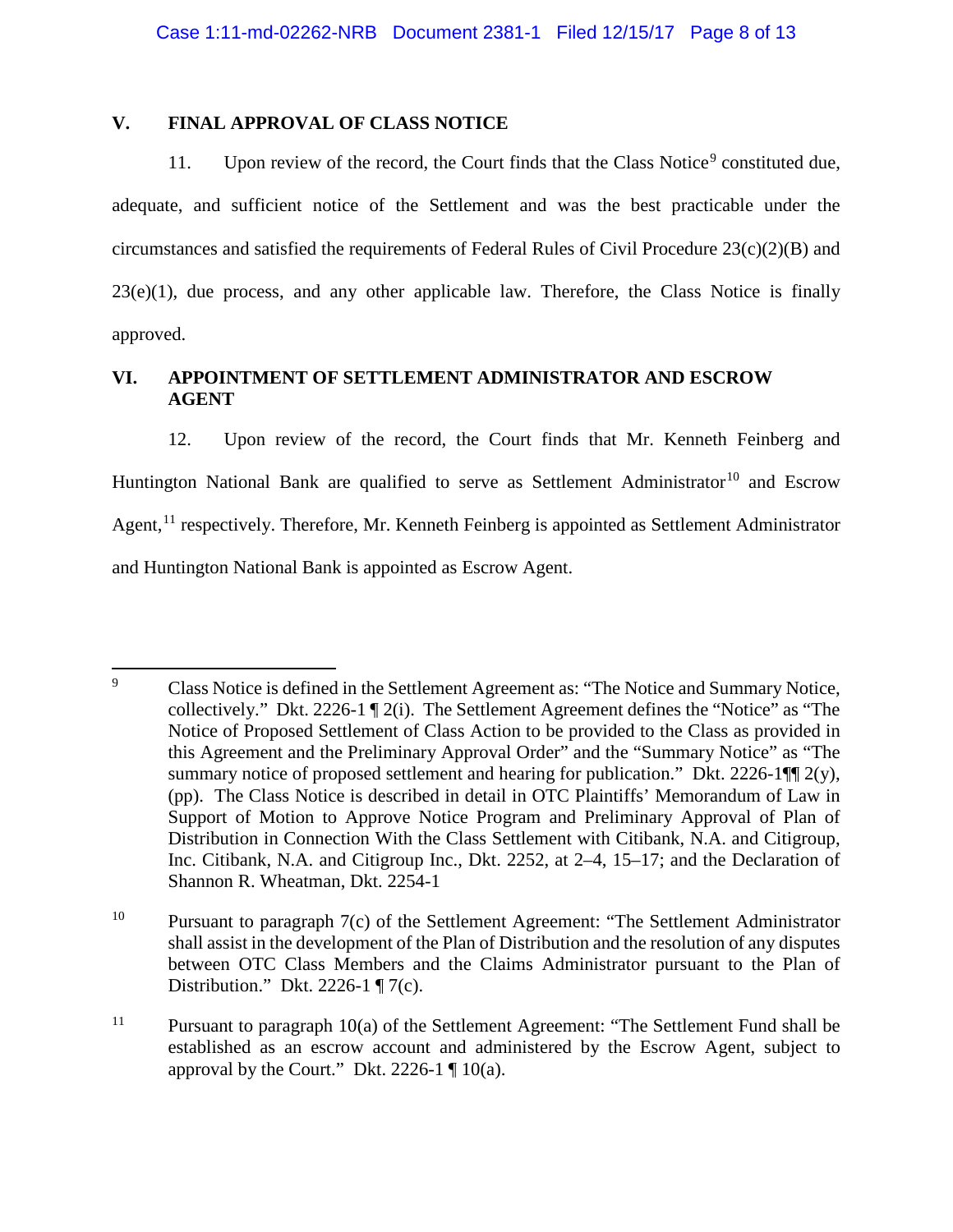## V. FINAL APPROVAL OF CLASS NOTICE

11. Upon review of the record, the Court finds that the Class Notice[9] constituted due, adequate, and sufficient notice of the Settlement and was the best practicable under the circumstances and satisfied the requirements of Federal Rules of Civil Procedure 23(c)(2)(B) and 23(e)(1), due process, and any other applicable law. Therefore, the Class Notice is finally approved.

## VI. APPOINTMENT OF SETTLEMENT ADMINISTRATOR AND ESCROW AGENT

12. Upon review of the record, the Court finds that Mr. Kenneth Feinberg and Huntington National Bank are qualified to serve as Settlement Administrator[10] and Escrow Agent,[11] respectively. Therefore, Mr. Kenneth Feinberg is appointed as Settlement Administrator and Huntington National Bank is appointed as Escrow Agent.

---

[9] Class Notice is defined in the Settlement Agreement as: "The Notice and Summary Notice, collectively." Dkt. 2226-1 ¶ 2(i). The Settlement Agreement defines the "Notice" as "The Notice of Proposed Settlement of Class Action to be provided to the Class as provided in this Agreement and the Preliminary Approval Order" and the "Summary Notice" as "The summary notice of proposed settlement and hearing for publication." Dkt. 2226-1¶¶ 2(y), (pp). The Class Notice is described in detail in OTC Plaintiffs' Memorandum of Law in Support of Motion to Approve Notice Program and Preliminary Approval of Plan of Distribution in Connection With the Class Settlement with Citibank, N.A. and Citigroup, Inc. Citibank, N.A. and Citigroup Inc., Dkt. 2252, at 2–4, 15–17; and the Declaration of Shannon R. Wheatman, Dkt. 2254-1

[10] Pursuant to paragraph 7(c) of the Settlement Agreement: "The Settlement Administrator shall assist in the development of the Plan of Distribution and the resolution of any disputes between OTC Class Members and the Claims Administrator pursuant to the Plan of Distribution." Dkt. 2226-1 ¶ 7(c).

[11] Pursuant to paragraph 10(a) of the Settlement Agreement: "The Settlement Fund shall be established as an escrow account and administered by the Escrow Agent, subject to approval by the Court." Dkt. 2226-1 ¶ 10(a).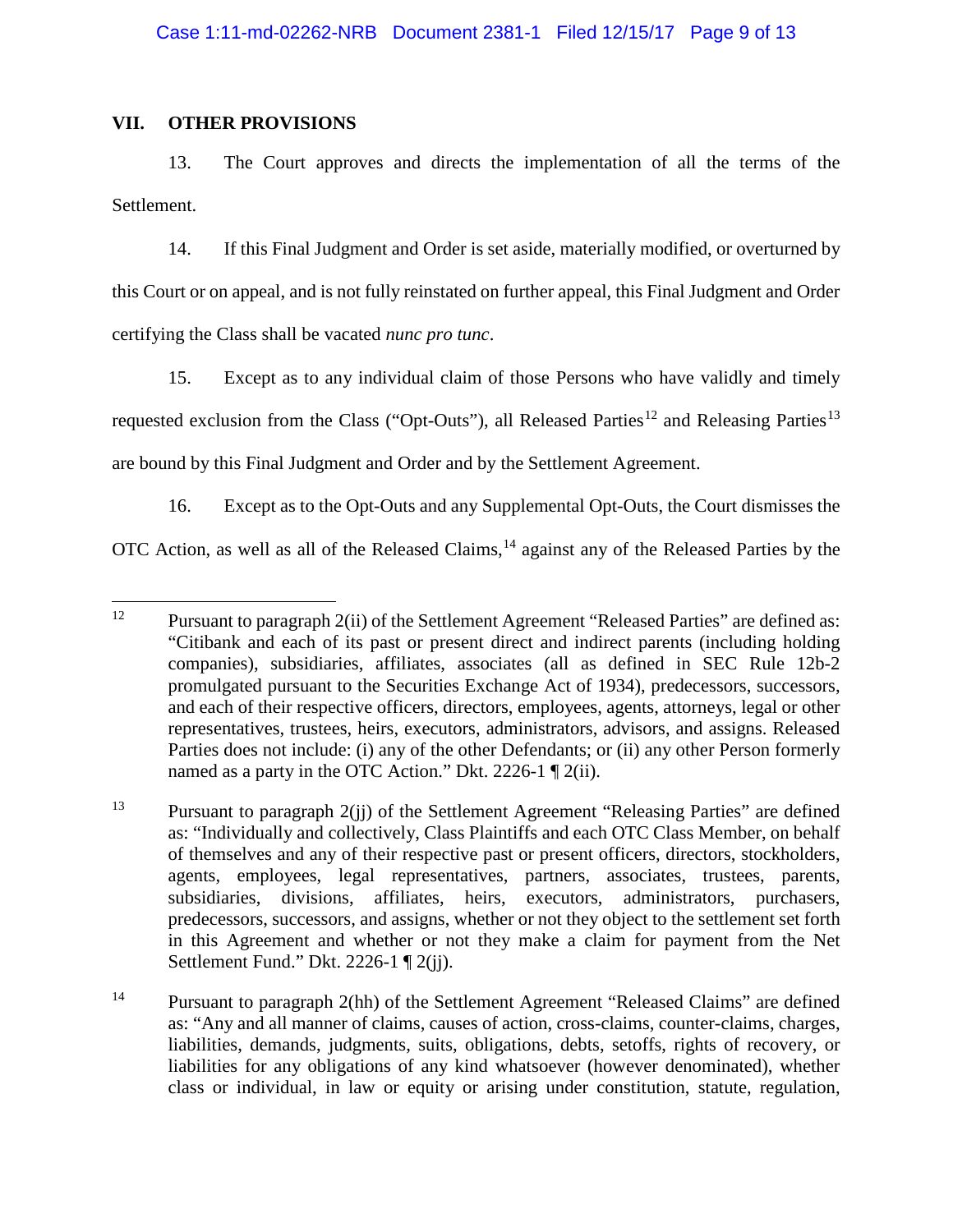## VII. OTHER PROVISIONS

13. The Court approves and directs the implementation of all the terms of the Settlement.

14. If this Final Judgment and Order is set aside, materially modified, or overturned by this Court or on appeal, and is not fully reinstated on further appeal, this Final Judgment and Order certifying the Class shall be vacated *nunc pro tunc*.

15. Except as to any individual claim of those Persons who have validly and timely requested exclusion from the Class ("Opt-Outs"), all Released Parties[12] and Releasing Parties[13] are bound by this Final Judgment and Order and by the Settlement Agreement.

16. Except as to the Opt-Outs and any Supplemental Opt-Outs, the Court dismisses the OTC Action, as well as all of the Released Claims,[14] against any of the Released Parties by the

---

[12] Pursuant to paragraph 2(ii) of the Settlement Agreement "Released Parties" are defined as: "Citibank and each of its past or present direct and indirect parents (including holding companies), subsidiaries, affiliates, associates (all as defined in SEC Rule 12b-2 promulgated pursuant to the Securities Exchange Act of 1934), predecessors, successors, and each of their respective officers, directors, employees, agents, attorneys, legal or other representatives, trustees, heirs, executors, administrators, advisors, and assigns. Released Parties does not include: (i) any of the other Defendants; or (ii) any other Person formerly named as a party in the OTC Action." Dkt. 2226-1 ¶ 2(ii).

[13] Pursuant to paragraph 2(jj) of the Settlement Agreement "Releasing Parties" are defined as: "Individually and collectively, Class Plaintiffs and each OTC Class Member, on behalf of themselves and any of their respective past or present officers, directors, stockholders, agents, employees, legal representatives, partners, associates, trustees, parents, subsidiaries, divisions, affiliates, heirs, executors, administrators, purchasers, predecessors, successors, and assigns, whether or not they object to the settlement set forth in this Agreement and whether or not they make a claim for payment from the Net Settlement Fund." Dkt. 2226-1 ¶ 2(jj).

[14] Pursuant to paragraph 2(hh) of the Settlement Agreement "Released Claims" are defined as: "Any and all manner of claims, causes of action, cross-claims, counter-claims, charges, liabilities, demands, judgments, suits, obligations, debts, setoffs, rights of recovery, or liabilities for any obligations of any kind whatsoever (however denominated), whether class or individual, in law or equity or arising under constitution, statute, regulation,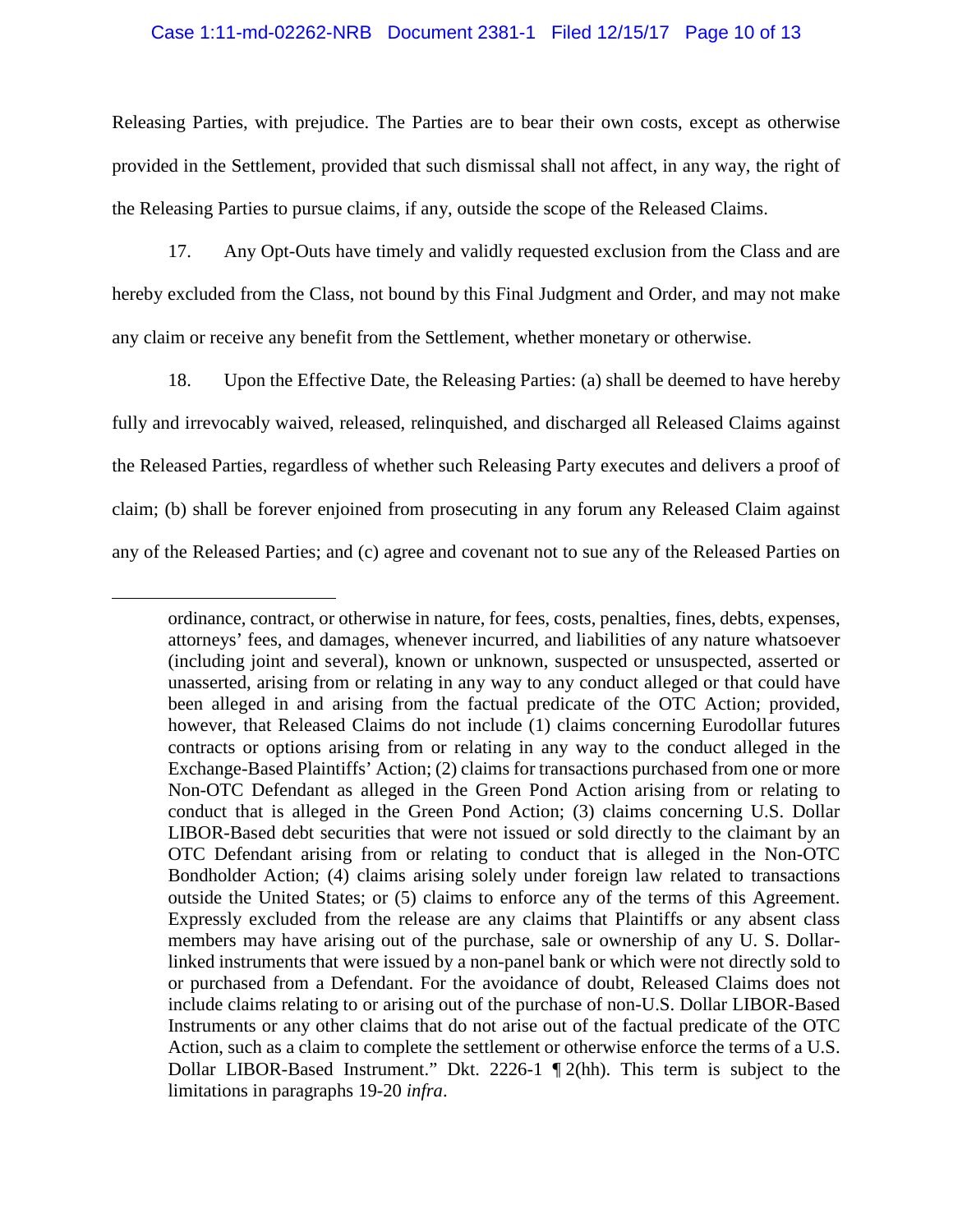Releasing Parties, with prejudice. The Parties are to bear their own costs, except as otherwise provided in the Settlement, provided that such dismissal shall not affect, in any way, the right of the Releasing Parties to pursue claims, if any, outside the scope of the Released Claims.

17. Any Opt-Outs have timely and validly requested exclusion from the Class and are hereby excluded from the Class, not bound by this Final Judgment and Order, and may not make any claim or receive any benefit from the Settlement, whether monetary or otherwise.

18. Upon the Effective Date, the Releasing Parties: (a) shall be deemed to have hereby fully and irrevocably waived, released, relinquished, and discharged all Released Claims against the Released Parties, regardless of whether such Releasing Party executes and delivers a proof of claim; (b) shall be forever enjoined from prosecuting in any forum any Released Claim against any of the Released Parties; and (c) agree and covenant not to sue any of the Released Parties on

---

ordinance, contract, or otherwise in nature, for fees, costs, penalties, fines, debts, expenses, attorneys' fees, and damages, whenever incurred, and liabilities of any nature whatsoever (including joint and several), known or unknown, suspected or unsuspected, asserted or unasserted, arising from or relating in any way to any conduct alleged or that could have been alleged in and arising from the factual predicate of the OTC Action; provided, however, that Released Claims do not include (1) claims concerning Eurodollar futures contracts or options arising from or relating in any way to the conduct alleged in the Exchange-Based Plaintiffs' Action; (2) claims for transactions purchased from one or more Non-OTC Defendant as alleged in the Green Pond Action arising from or relating to conduct that is alleged in the Green Pond Action; (3) claims concerning U.S. Dollar LIBOR-Based debt securities that were not issued or sold directly to the claimant by an OTC Defendant arising from or relating to conduct that is alleged in the Non-OTC Bondholder Action; (4) claims arising solely under foreign law related to transactions outside the United States; or (5) claims to enforce any of the terms of this Agreement. Expressly excluded from the release are any claims that Plaintiffs or any absent class members may have arising out of the purchase, sale or ownership of any U. S. Dollar-linked instruments that were issued by a non-panel bank or which were not directly sold to or purchased from a Defendant. For the avoidance of doubt, Released Claims does not include claims relating to or arising out of the purchase of non-U.S. Dollar LIBOR-Based Instruments or any other claims that do not arise out of the factual predicate of the OTC Action, such as a claim to complete the settlement or otherwise enforce the terms of a U.S. Dollar LIBOR-Based Instrument." Dkt. 2226-1 ¶ 2(hh). This term is subject to the limitations in paragraphs 19-20 *infra*.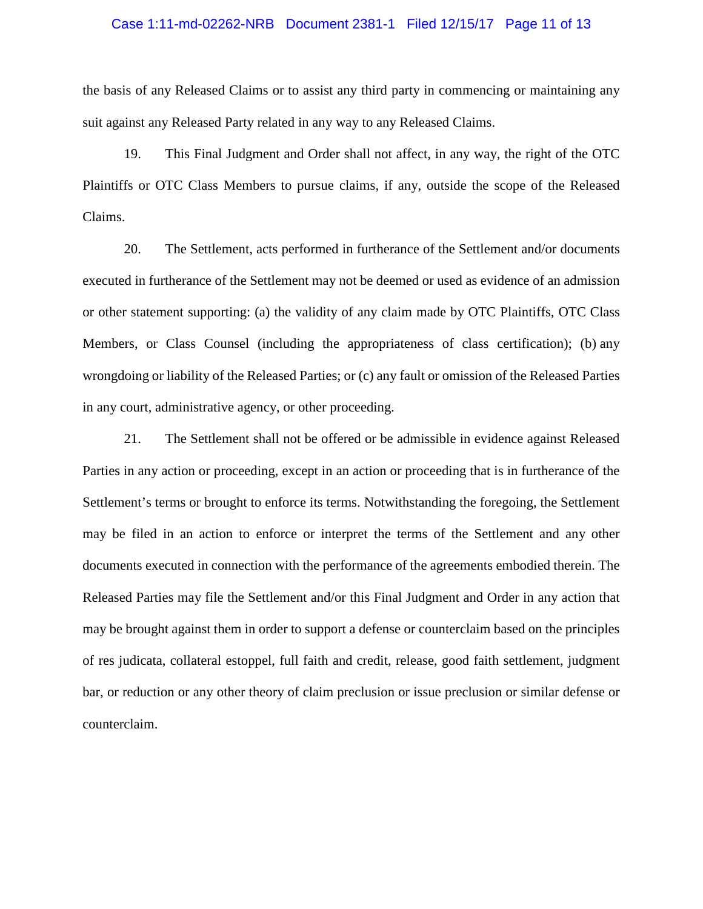the basis of any Released Claims or to assist any third party in commencing or maintaining any suit against any Released Party related in any way to any Released Claims.

19. This Final Judgment and Order shall not affect, in any way, the right of the OTC Plaintiffs or OTC Class Members to pursue claims, if any, outside the scope of the Released Claims.

20. The Settlement, acts performed in furtherance of the Settlement and/or documents executed in furtherance of the Settlement may not be deemed or used as evidence of an admission or other statement supporting: (a) the validity of any claim made by OTC Plaintiffs, OTC Class Members, or Class Counsel (including the appropriateness of class certification); (b) any wrongdoing or liability of the Released Parties; or (c) any fault or omission of the Released Parties in any court, administrative agency, or other proceeding.

21. The Settlement shall not be offered or be admissible in evidence against Released Parties in any action or proceeding, except in an action or proceeding that is in furtherance of the Settlement's terms or brought to enforce its terms. Notwithstanding the foregoing, the Settlement may be filed in an action to enforce or interpret the terms of the Settlement and any other documents executed in connection with the performance of the agreements embodied therein. The Released Parties may file the Settlement and/or this Final Judgment and Order in any action that may be brought against them in order to support a defense or counterclaim based on the principles of res judicata, collateral estoppel, full faith and credit, release, good faith settlement, judgment bar, or reduction or any other theory of claim preclusion or issue preclusion or similar defense or counterclaim.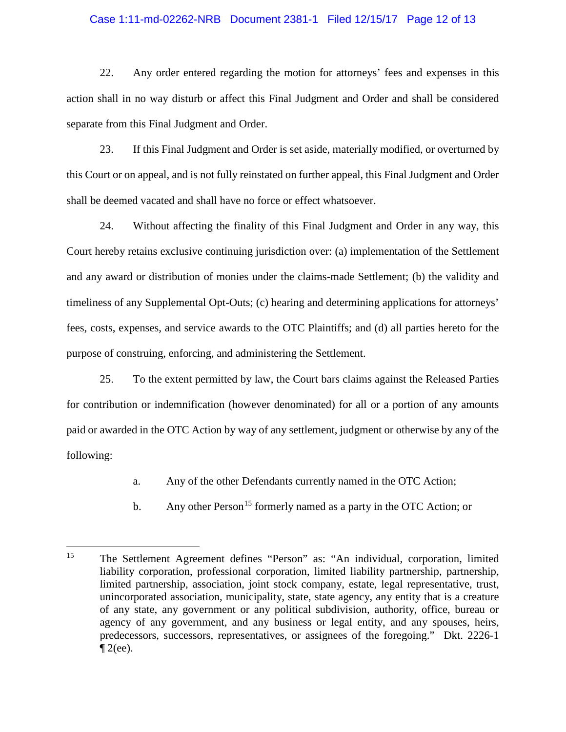22. Any order entered regarding the motion for attorneys' fees and expenses in this action shall in no way disturb or affect this Final Judgment and Order and shall be considered separate from this Final Judgment and Order.

23. If this Final Judgment and Order is set aside, materially modified, or overturned by this Court or on appeal, and is not fully reinstated on further appeal, this Final Judgment and Order shall be deemed vacated and shall have no force or effect whatsoever.

24. Without affecting the finality of this Final Judgment and Order in any way, this Court hereby retains exclusive continuing jurisdiction over: (a) implementation of the Settlement and any award or distribution of monies under the claims-made Settlement; (b) the validity and timeliness of any Supplemental Opt-Outs; (c) hearing and determining applications for attorneys' fees, costs, expenses, and service awards to the OTC Plaintiffs; and (d) all parties hereto for the purpose of construing, enforcing, and administering the Settlement.

25. To the extent permitted by law, the Court bars claims against the Released Parties for contribution or indemnification (however denominated) for all or a portion of any amounts paid or awarded in the OTC Action by way of any settlement, judgment or otherwise by any of the following:

a. Any of the other Defendants currently named in the OTC Action;

b. Any other Person[15] formerly named as a party in the OTC Action; or

[15] The Settlement Agreement defines "Person" as: "An individual, corporation, limited liability corporation, professional corporation, limited liability partnership, partnership, limited partnership, association, joint stock company, estate, legal representative, trust, unincorporated association, municipality, state, state agency, any entity that is a creature of any state, any government or any political subdivision, authority, office, bureau or agency of any government, and any business or legal entity, and any spouses, heirs, predecessors, successors, representatives, or assignees of the foregoing." Dkt. 2226-1 ¶ 2(ee).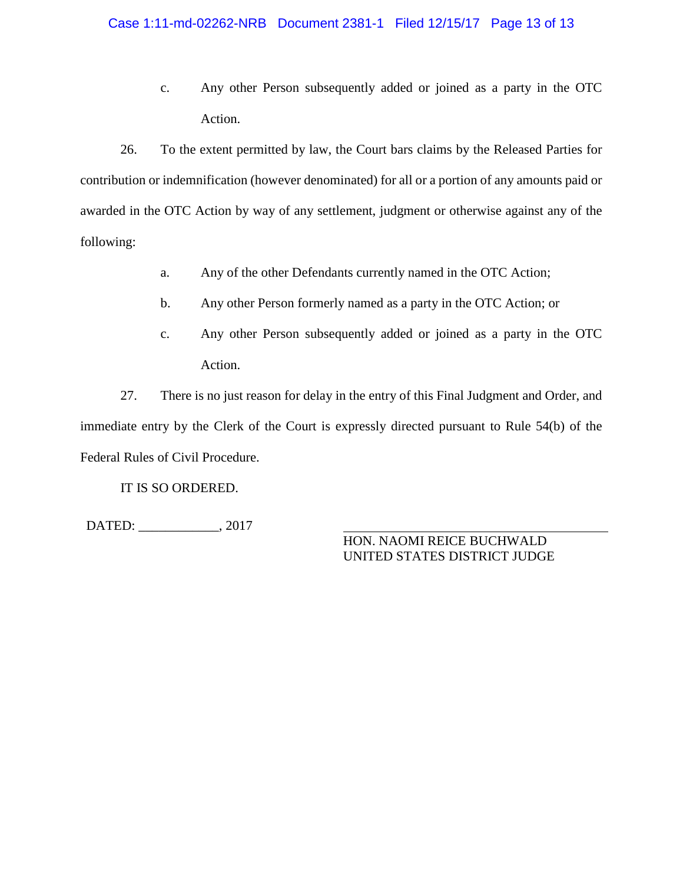c. Any other Person subsequently added or joined as a party in the OTC Action.

26. To the extent permitted by law, the Court bars claims by the Released Parties for contribution or indemnification (however denominated) for all or a portion of any amounts paid or awarded in the OTC Action by way of any settlement, judgment or otherwise against any of the following:

a. Any of the other Defendants currently named in the OTC Action;

b. Any other Person formerly named as a party in the OTC Action; or

c. Any other Person subsequently added or joined as a party in the OTC Action.

27. There is no just reason for delay in the entry of this Final Judgment and Order, and immediate entry by the Clerk of the Court is expressly directed pursuant to Rule 54(b) of the Federal Rules of Civil Procedure.

IT IS SO ORDERED.

DATED: ____________, 2017

_________________________________________
HON. NAOMI REICE BUCHWALD
UNITED STATES DISTRICT JUDGE